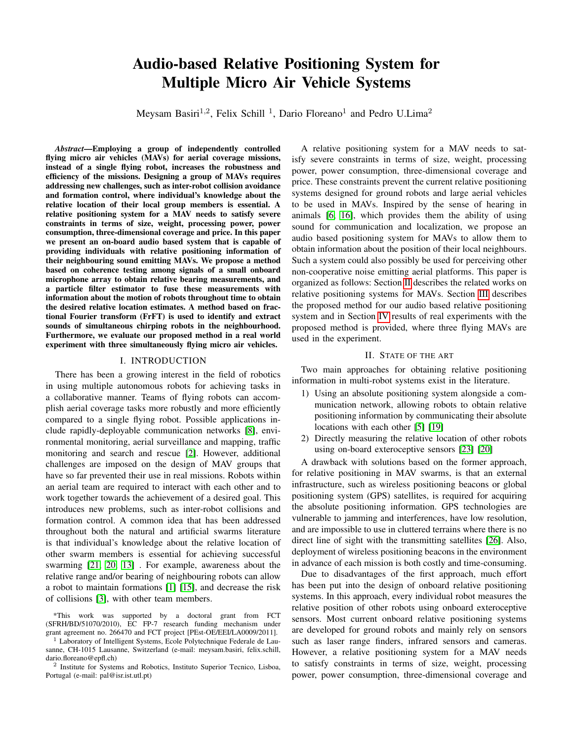# Audio-based Relative Positioning System for Multiple Micro Air Vehicle Systems

Meysam Basiri[1,2], Felix Schill [1], Dario Floreano[1] and Pedro U.Lima[2]

***Abstract*—Employing a group of independently controlled flying micro air vehicles (MAVs) for aerial coverage missions, instead of a single flying robot, increases the robustness and efficiency of the missions. Designing a group of MAVs requires addressing new challenges, such as inter-robot collision avoidance and formation control, where individual's knowledge about the relative location of their local group members is essential. A relative positioning system for a MAV needs to satisfy severe constraints in terms of size, weight, processing power, power consumption, three-dimensional coverage and price. In this paper we present an on-board audio based system that is capable of providing individuals with relative positioning information of their neighbouring sound emitting MAVs. We propose a method based on coherence testing among signals of a small onboard microphone array to obtain relative bearing measurements, and a particle filter estimator to fuse these measurements with information about the motion of robots throughout time to obtain the desired relative location estimates. A method based on fractional Fourier transform (FrFT) is used to identify and extract sounds of simultaneous chirping robots in the neighbourhood. Furthermore, we evaluate our proposed method in a real world experiment with three simultaneously flying micro air vehicles.**

## I. INTRODUCTION

There has been a growing interest in the field of robotics in using multiple autonomous robots for achieving tasks in a collaborative manner. Teams of flying robots can accomplish aerial coverage tasks more robustly and more efficiently compared to a single flying robot. Possible applications include rapidly-deployable communication networks [8], environmental monitoring, aerial surveillance and mapping, traffic monitoring and search and rescue [2]. However, additional challenges are imposed on the design of MAV groups that have so far prevented their use in real missions. Robots within an aerial team are required to interact with each other and to work together towards the achievement of a desired goal. This introduces new problems, such as inter-robot collisions and formation control. A common idea that has been addressed throughout both the natural and artificial swarms literature is that individual's knowledge about the relative location of other swarm members is essential for achieving successful swarming [21, 20, 13] . For example, awareness about the relative range and/or bearing of neighbouring robots can allow a robot to maintain formations [1] [15], and decrease the risk of collisions [3], with other team members.

A relative positioning system for a MAV needs to satisfy severe constraints in terms of size, weight, processing power, power consumption, three-dimensional coverage and price. These constraints prevent the current relative positioning systems designed for ground robots and large aerial vehicles to be used in MAVs. Inspired by the sense of hearing in animals [6, 16], which provides them the ability of using sound for communication and localization, we propose an audio based positioning system for MAVs to allow them to obtain information about the position of their local neighbours. Such a system could also possibly be used for perceiving other non-cooperative noise emitting aerial platforms. This paper is organized as follows: Section II describes the related works on relative positioning systems for MAVs. Section III describes the proposed method for our audio based relative positioning system and in Section IV results of real experiments with the proposed method is provided, where three flying MAVs are used in the experiment.

## II. STATE OF THE ART

Two main approaches for obtaining relative positioning information in multi-robot systems exist in the literature.

1) Using an absolute positioning system alongside a communication network, allowing robots to obtain relative positioning information by communicating their absolute locations with each other [5] [19]
2) Directly measuring the relative location of other robots using on-board exteroceptive sensors [23] [20]

A drawback with solutions based on the former approach, for relative positioning in MAV swarms, is that an external infrastructure, such as wireless positioning beacons or global positioning system (GPS) satellites, is required for acquiring the absolute positioning information. GPS technologies are vulnerable to jamming and interferences, have low resolution, and are impossible to use in cluttered terrains where there is no direct line of sight with the transmitting satellites [26]. Also, deployment of wireless positioning beacons in the environment in advance of each mission is both costly and time-consuming.

Due to disadvantages of the first approach, much effort has been put into the design of onboard relative positioning systems. In this approach, every individual robot measures the relative position of other robots using onboard exteroceptive sensors. Most current onboard relative positioning systems are developed for ground robots and mainly rely on sensors such as laser range finders, infrared sensors and cameras. However, a relative positioning system for a MAV needs to satisfy constraints in terms of size, weight, processing power, power consumption, three-dimensional coverage and

*This work was supported by a doctoral grant from FCT (SFRH/BD/51070/2010), EC FP-7 research funding mechanism under grant agreement no. 266470 and FCT project [PEst-OE/EEI/LA0009/2011].

[1] Laboratory of Intelligent Systems, Ecole Polytechnique Federale de Lausanne, CH-1015 Lausanne, Switzerland (e-mail: meysam.basiri, felix.schill, dario.floreano@epfl.ch)

[2] Institute for Systems and Robotics, Instituto Superior Tecnico, Lisboa, Portugal (e-mail: pal@isr.ist.utl.pt)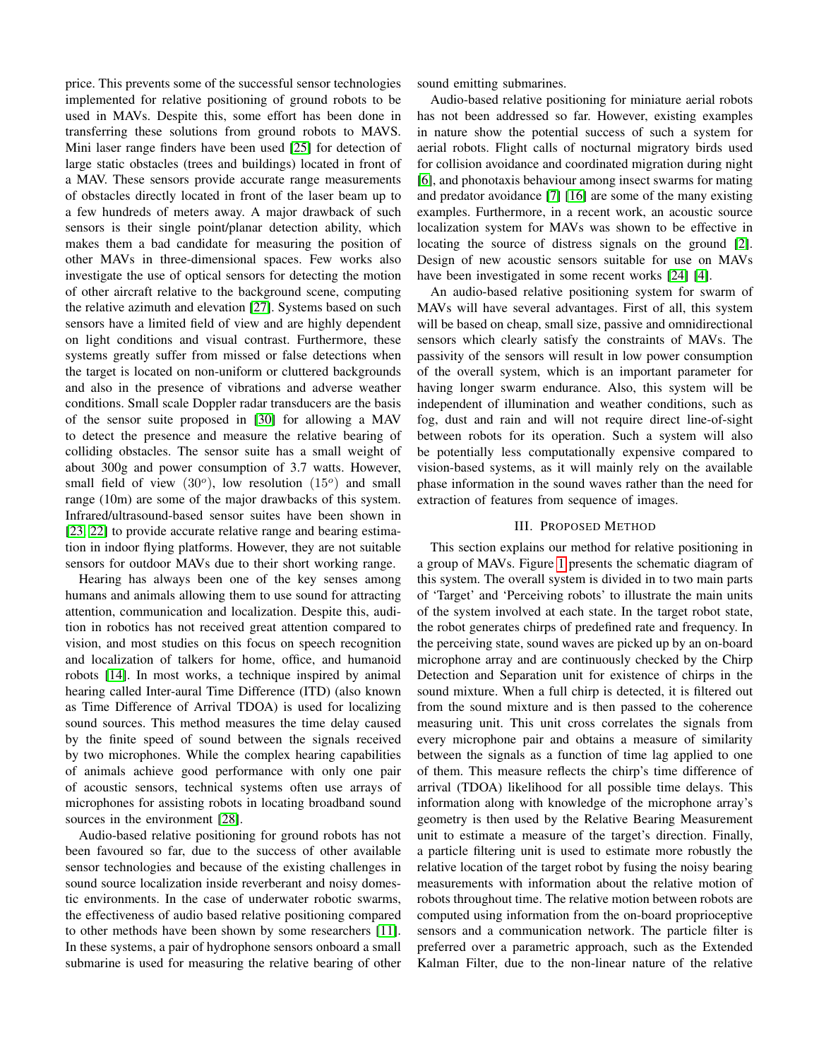price. This prevents some of the successful sensor technologies implemented for relative positioning of ground robots to be used in MAVs. Despite this, some effort has been done in transferring these solutions from ground robots to MAVS. Mini laser range finders have been used [25] for detection of large static obstacles (trees and buildings) located in front of a MAV. These sensors provide accurate range measurements of obstacles directly located in front of the laser beam up to a few hundreds of meters away. A major drawback of such sensors is their single point/planar detection ability, which makes them a bad candidate for measuring the position of other MAVs in three-dimensional spaces. Few works also investigate the use of optical sensors for detecting the motion of other aircraft relative to the background scene, computing the relative azimuth and elevation [27]. Systems based on such sensors have a limited field of view and are highly dependent on light conditions and visual contrast. Furthermore, these systems greatly suffer from missed or false detections when the target is located on non-uniform or cluttered backgrounds and also in the presence of vibrations and adverse weather conditions. Small scale Doppler radar transducers are the basis of the sensor suite proposed in [30] for allowing a MAV to detect the presence and measure the relative bearing of colliding obstacles. The sensor suite has a small weight of about 300g and power consumption of 3.7 watts. However, small field of view ($30^o$), low resolution ($15^o$) and small range (10m) are some of the major drawbacks of this system. Infrared/ultrasound-based sensor suites have been shown in [23, 22] to provide accurate relative range and bearing estimation in indoor flying platforms. However, they are not suitable sensors for outdoor MAVs due to their short working range.

Hearing has always been one of the key senses among humans and animals allowing them to use sound for attracting attention, communication and localization. Despite this, audition in robotics has not received great attention compared to vision, and most studies on this focus on speech recognition and localization of talkers for home, office, and humanoid robots [14]. In most works, a technique inspired by animal hearing called Inter-aural Time Difference (ITD) (also known as Time Difference of Arrival TDOA) is used for localizing sound sources. This method measures the time delay caused by the finite speed of sound between the signals received by two microphones. While the complex hearing capabilities of animals achieve good performance with only one pair of acoustic sensors, technical systems often use arrays of microphones for assisting robots in locating broadband sound sources in the environment [28].

Audio-based relative positioning for ground robots has not been favoured so far, due to the success of other available sensor technologies and because of the existing challenges in sound source localization inside reverberant and noisy domestic environments. In the case of underwater robotic swarms, the effectiveness of audio based relative positioning compared to other methods have been shown by some researchers [11]. In these systems, a pair of hydrophone sensors onboard a small submarine is used for measuring the relative bearing of other sound emitting submarines.

Audio-based relative positioning for miniature aerial robots has not been addressed so far. However, existing examples in nature show the potential success of such a system for aerial robots. Flight calls of nocturnal migratory birds used for collision avoidance and coordinated migration during night [6], and phonotaxis behaviour among insect swarms for mating and predator avoidance [7] [16] are some of the many existing examples. Furthermore, in a recent work, an acoustic source localization system for MAVs was shown to be effective in locating the source of distress signals on the ground [2]. Design of new acoustic sensors suitable for use on MAVs have been investigated in some recent works [24] [4].

An audio-based relative positioning system for swarm of MAVs will have several advantages. First of all, this system will be based on cheap, small size, passive and omnidirectional sensors which clearly satisfy the constraints of MAVs. The passivity of the sensors will result in low power consumption of the overall system, which is an important parameter for having longer swarm endurance. Also, this system will be independent of illumination and weather conditions, such as fog, dust and rain and will not require direct line-of-sight between robots for its operation. Such a system will also be potentially less computationally expensive compared to vision-based systems, as it will mainly rely on the available phase information in the sound waves rather than the need for extraction of features from sequence of images.

## III. Proposed Method

This section explains our method for relative positioning in a group of MAVs. Figure 1 presents the schematic diagram of this system. The overall system is divided in to two main parts of 'Target' and 'Perceiving robots' to illustrate the main units of the system involved at each state. In the target robot state, the robot generates chirps of predefined rate and frequency. In the perceiving state, sound waves are picked up by an on-board microphone array and are continuously checked by the Chirp Detection and Separation unit for existence of chirps in the sound mixture. When a full chirp is detected, it is filtered out from the sound mixture and is then passed to the coherence measuring unit. This unit cross correlates the signals from every microphone pair and obtains a measure of similarity between the signals as a function of time lag applied to one of them. This measure reflects the chirp's time difference of arrival (TDOA) likelihood for all possible time delays. This information along with knowledge of the microphone array's geometry is then used by the Relative Bearing Measurement unit to estimate a measure of the target's direction. Finally, a particle filtering unit is used to estimate more robustly the relative location of the target robot by fusing the noisy bearing measurements with information about the relative motion of robots throughout time. The relative motion between robots are computed using information from the on-board proprioceptive sensors and a communication network. The particle filter is preferred over a parametric approach, such as the Extended Kalman Filter, due to the non-linear nature of the relative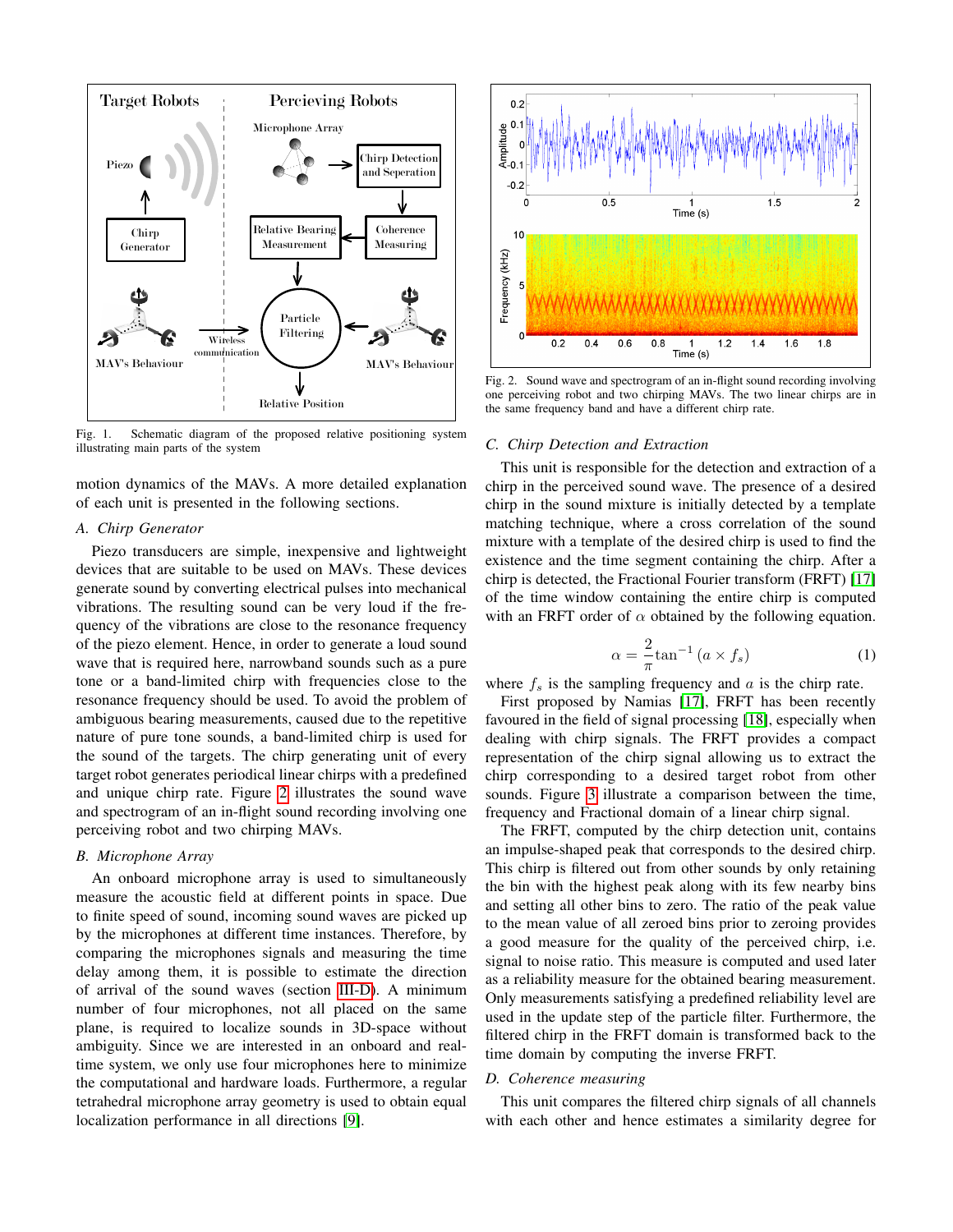Fig. 1. Schematic diagram of the proposed relative positioning system illustrating main parts of the system

Fig. 2. Sound wave and spectrogram of an in-flight sound recording involving one perceiving robot and two chirping MAVs. The two linear chirps are in the same frequency band and have a different chirp rate.

motion dynamics of the MAVs. A more detailed explanation of each unit is presented in the following sections.

### A. Chirp Generator

Piezo transducers are simple, inexpensive and lightweight devices that are suitable to be used on MAVs. These devices generate sound by converting electrical pulses into mechanical vibrations. The resulting sound can be very loud if the frequency of the vibrations are close to the resonance frequency of the piezo element. Hence, in order to generate a loud sound wave that is required here, narrowband sounds such as a pure tone or a band-limited chirp with frequencies close to the resonance frequency should be used. To avoid the problem of ambiguous bearing measurements, caused due to the repetitive nature of pure tone sounds, a band-limited chirp is used for the sound of the targets. The chirp generating unit of every target robot generates periodical linear chirps with a predefined and unique chirp rate. Figure 2 illustrates the sound wave and spectrogram of an in-flight sound recording involving one perceiving robot and two chirping MAVs.

### B. Microphone Array

An onboard microphone array is used to simultaneously measure the acoustic field at different points in space. Due to finite speed of sound, incoming sound waves are picked up by the microphones at different time instances. Therefore, by comparing the microphones signals and measuring the time delay among them, it is possible to estimate the direction of arrival of the sound waves (section III-D). A minimum number of four microphones, not all placed on the same plane, is required to localize sounds in 3D-space without ambiguity. Since we are interested in an onboard and real-time system, we only use four microphones here to minimize the computational and hardware loads. Furthermore, a regular tetrahedral microphone array geometry is used to obtain equal localization performance in all directions [9].

### C. Chirp Detection and Extraction

This unit is responsible for the detection and extraction of a chirp in the perceived sound wave. The presence of a desired chirp in the sound mixture is initially detected by a template matching technique, where a cross correlation of the sound mixture with a template of the desired chirp is used to find the existence and the time segment containing the chirp. After a chirp is detected, the Fractional Fourier transform (FRFT) [17] of the time window containing the entire chirp is computed with an FRFT order of $\alpha$ obtained by the following equation.

$$\alpha = \frac{2}{\pi} \tan^{-1}(a \times f_s) \tag{1}$$

where $f_s$ is the sampling frequency and $a$ is the chirp rate.

First proposed by Namias [17], FRFT has been recently favoured in the field of signal processing [18], especially when dealing with chirp signals. The FRFT provides a compact representation of the chirp signal allowing us to extract the chirp corresponding to a desired target robot from other sounds. Figure 3 illustrate a comparison between the time, frequency and Fractional domain of a linear chirp signal.

The FRFT, computed by the chirp detection unit, contains an impulse-shaped peak that corresponds to the desired chirp. This chirp is filtered out from other sounds by only retaining the bin with the highest peak along with its few nearby bins and setting all other bins to zero. The ratio of the peak value to the mean value of all zeroed bins prior to zeroing provides a good measure for the quality of the perceived chirp, i.e. signal to noise ratio. This measure is computed and used later as a reliability measure for the obtained bearing measurement. Only measurements satisfying a predefined reliability level are used in the update step of the particle filter. Furthermore, the filtered chirp in the FRFT domain is transformed back to the time domain by computing the inverse FRFT.

### D. Coherence measuring

This unit compares the filtered chirp signals of all channels with each other and hence estimates a similarity degree for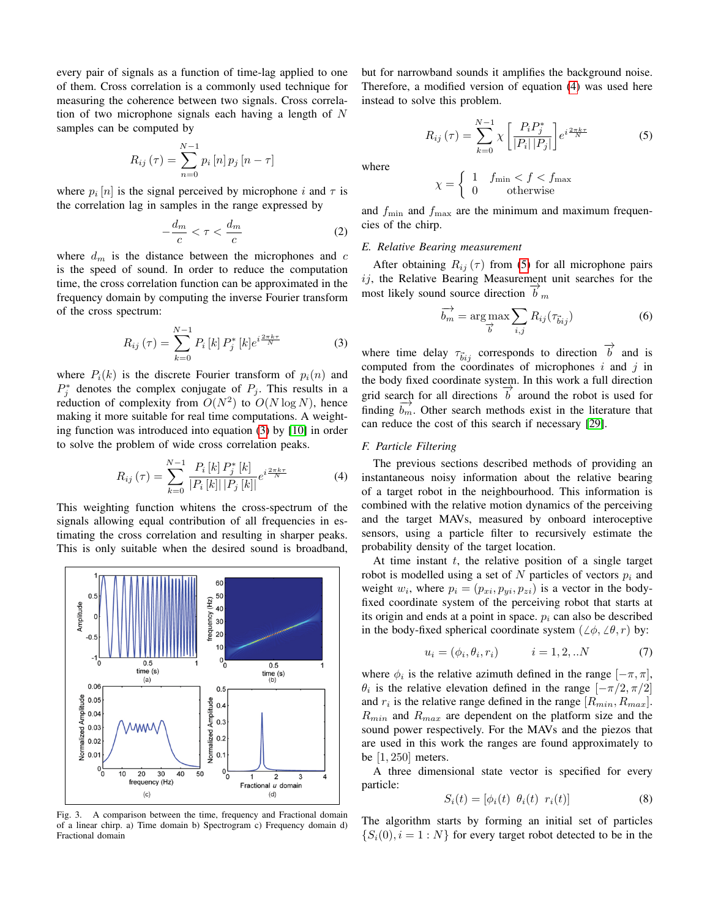every pair of signals as a function of time-lag applied to one of them. Cross correlation is a commonly used technique for measuring the coherence between two signals. Cross correlation of two microphone signals each having a length of $N$ samples can be computed by

$$R_{ij}(\tau) = \sum_{n=0}^{N-1} p_i[n] \, p_j[n-\tau]$$

where $p_i[n]$ is the signal perceived by microphone $i$ and $\tau$ is the correlation lag in samples in the range expressed by

$$-\frac{d_m}{c} < \tau < \frac{d_m}{c} \tag{2}$$

where $d_m$ is the distance between the microphones and $c$ is the speed of sound. In order to reduce the computation time, the cross correlation function can be approximated in the frequency domain by computing the inverse Fourier transform of the cross spectrum:

$$R_{ij}(\tau) = \sum_{k=0}^{N-1} P_i[k] \, P_j^*[k] e^{i\frac{2\pi k \tau}{N}} \tag{3}$$

where $P_i(k)$ is the discrete Fourier transform of $p_i(n)$ and $P_j^*$ denotes the complex conjugate of $P_j$. This results in a reduction of complexity from $O(N^2)$ to $O(N \log N)$, hence making it more suitable for real time computations. A weighting function was introduced into equation (3) by [10] in order to solve the problem of wide cross correlation peaks.

$$R_{ij}(\tau) = \sum_{k=0}^{N-1} \frac{P_i[k] \, P_j^*[k]}{|P_i[k]| \, |P_j[k]|} e^{i\frac{2\pi k \tau}{N}} \tag{4}$$

This weighting function whitens the cross-spectrum of the signals allowing equal contribution of all frequencies in estimating the cross correlation and resulting in sharper peaks. This is only suitable when the desired sound is broadband, but for narrowband sounds it amplifies the background noise. Therefore, a modified version of equation (4) was used here instead to solve this problem.

$$R_{ij}(\tau) = \sum_{k=0}^{N-1} \chi \left[ \frac{P_i P_j^*}{|P_i| \, |P_j|} \right] e^{i\frac{2\pi k \tau}{N}} \tag{5}$$

where

$$\chi = \begin{cases} 1 & f_{\min} < f < f_{\max} \\ 0 & \text{otherwise} \end{cases}$$

and $f_{\min}$ and $f_{\max}$ are the minimum and maximum frequencies of the chirp.

Fig. 3. A comparison between the time, frequency and Fractional domain of a linear chirp. a) Time domain b) Spectrogram c) Frequency domain d) Fractional domain

### E. Relative Bearing measurement

After obtaining $R_{ij}(\tau)$ from (5) for all microphone pairs $ij$, the Relative Bearing Measurement unit searches for the most likely sound source direction $\overrightarrow{b}_m$

$$\overrightarrow{b_m} = \arg\max_{\overrightarrow{b}} \sum_{i,j} R_{ij}(\tau_{\vec{b}ij}) \tag{6}$$

where time delay $\tau_{\vec{b}ij}$ corresponds to direction $\overrightarrow{b}$ and is computed from the coordinates of microphones $i$ and $j$ in the body fixed coordinate system. In this work a full direction grid search for all directions $\overrightarrow{b}$ around the robot is used for finding $\overrightarrow{b_m}$. Other search methods exist in the literature that can reduce the cost of this search if necessary [29].

### F. Particle Filtering

The previous sections described methods of providing an instantaneous noisy information about the relative bearing of a target robot in the neighbourhood. This information is combined with the relative motion dynamics of the perceiving and the target MAVs, measured by onboard interoceptive sensors, using a particle filter to recursively estimate the probability density of the target location.

At time instant $t$, the relative position of a single target robot is modelled using a set of $N$ particles of vectors $p_i$ and weight $w_i$, where $p_i = (p_{xi}, p_{yi}, p_{zi})$ is a vector in the body-fixed coordinate system of the perceiving robot that starts at its origin and ends at a point in space. $p_i$ can also be described in the body-fixed spherical coordinate system $(\angle\phi, \angle\theta, r)$ by:

$$u_i = (\phi_i, \theta_i, r_i) \qquad i = 1, 2, ..N \tag{7}$$

where $\phi_i$ is the relative azimuth defined in the range $[-\pi, \pi]$, $\theta_i$ is the relative elevation defined in the range $[-\pi/2, \pi/2]$ and $r_i$ is the relative range defined in the range $[R_{min}, R_{max}]$. $R_{min}$ and $R_{max}$ are dependent on the platform size and the sound power respectively. For the MAVs and the piezos that are used in this work the ranges are found approximately to be $[1, 250]$ meters.

A three dimensional state vector is specified for every particle:

$$S_i(t) = [\phi_i(t) \;\; \theta_i(t) \;\; r_i(t)] \tag{8}$$

The algorithm starts by forming an initial set of particles $\{S_i(0), i = 1 : N\}$ for every target robot detected to be in the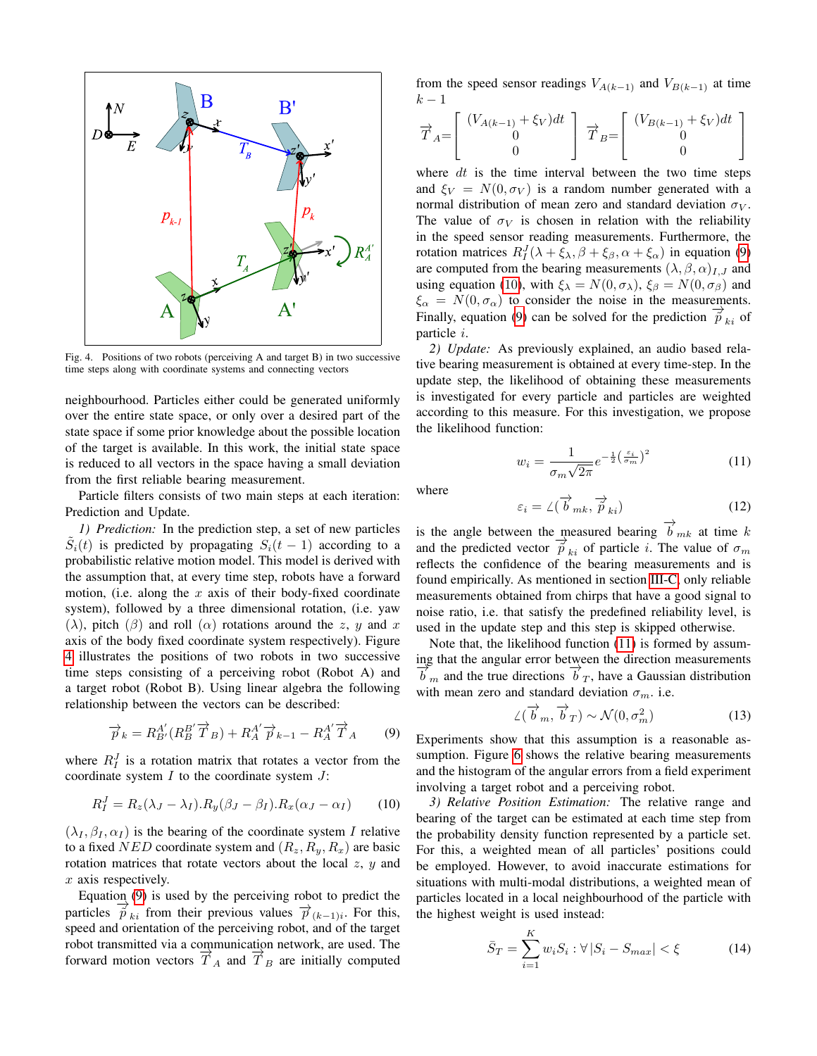Fig. 4. Positions of two robots (perceiving A and target B) in two successive time steps along with coordinate systems and connecting vectors

neighbourhood. Particles either could be generated uniformly over the entire state space, or only over a desired part of the state space if some prior knowledge about the possible location of the target is available. In this work, the initial state space is reduced to all vectors in the space having a small deviation from the first reliable bearing measurement.

Particle filters consists of two main steps at each iteration: Prediction and Update.

*1) Prediction:* In the prediction step, a set of new particles $\tilde{S}_i(t)$ is predicted by propagating $S_i(t-1)$ according to a probabilistic relative motion model. This model is derived with the assumption that, at every time step, robots have a forward motion, (i.e. along the $x$ axis of their body-fixed coordinate system), followed by a three dimensional rotation, (i.e. yaw ($\lambda$), pitch ($\beta$) and roll ($\alpha$) rotations around the $z$, $y$ and $x$ axis of the body fixed coordinate system respectively). Figure 4 illustrates the positions of two robots in two successive time steps consisting of a perceiving robot (Robot A) and a target robot (Robot B). Using linear algebra the following relationship between the vectors can be described:

$$\vec{p}_k = R^{A'}_{B'}(R^{B'}_{B}\vec{T}_B) + R^{A'}_{A}\vec{p}_{k-1} - R^{A'}_{A}\vec{T}_A \tag{9}$$

where $R^J_I$ is a rotation matrix that rotates a vector from the coordinate system $I$ to the coordinate system $J$:

$$R^J_I = R_z(\lambda_J - \lambda_I).R_y(\beta_J - \beta_I).R_x(\alpha_J - \alpha_I) \tag{10}$$

$(\lambda_I, \beta_I, \alpha_I)$ is the bearing of the coordinate system $I$ relative to a fixed $NED$ coordinate system and $(R_z, R_y, R_x)$ are basic rotation matrices that rotate vectors about the local $z$, $y$ and $x$ axis respectively.

Equation (9) is used by the perceiving robot to predict the particles $\vec{p}_{ki}$ from their previous values $\vec{p}_{(k-1)i}$. For this, speed and orientation of the perceiving robot, and of the target robot transmitted via a communication network, are used. The forward motion vectors $\vec{T}_A$ and $\vec{T}_B$ are initially computed from the speed sensor readings $V_{A(k-1)}$ and $V_{B(k-1)}$ at time $k-1$

$$\vec{T}_A = \begin{bmatrix} (V_{A(k-1)} + \xi_V)dt \\ 0 \\ 0 \end{bmatrix} \quad \vec{T}_B = \begin{bmatrix} (V_{B(k-1)} + \xi_V)dt \\ 0 \\ 0 \end{bmatrix}$$

where $dt$ is the time interval between the two time steps and $\xi_V = N(0, \sigma_V)$ is a random number generated with a normal distribution of mean zero and standard deviation $\sigma_V$. The value of $\sigma_V$ is chosen in relation with the reliability in the speed sensor reading measurements. Furthermore, the rotation matrices $R^J_I(\lambda + \xi_\lambda, \beta + \xi_\beta, \alpha + \xi_\alpha)$ in equation (9) are computed from the bearing measurements $(\lambda, \beta, \alpha)_{I,J}$ and using equation (10), with $\xi_\lambda = N(0, \sigma_\lambda)$, $\xi_\beta = N(0, \sigma_\beta)$ and $\xi_\alpha = N(0, \sigma_\alpha)$ to consider the noise in the measurements. Finally, equation (9) can be solved for the prediction $\vec{p}_{ki}$ of particle $i$.

*2) Update:* As previously explained, an audio based relative bearing measurement is obtained at every time-step. In the update step, the likelihood of obtaining these measurements is investigated for every particle and particles are weighted according to this measure. For this investigation, we propose the likelihood function:

$$w_i = \frac{1}{\sigma_m\sqrt{2\pi}} e^{-\frac{1}{2}\left(\frac{\varepsilon_i}{\sigma_m}\right)^2} \tag{11}$$

where

$$\varepsilon_i = \angle(\vec{b}_{mk}, \vec{p}_{ki}) \tag{12}$$

is the angle between the measured bearing $\vec{b}_{mk}$ at time $k$ and the predicted vector $\vec{p}_{ki}$ of particle $i$. The value of $\sigma_m$ reflects the confidence of the bearing measurements and is found empirically. As mentioned in section III-C, only reliable measurements obtained from chirps that have a good signal to noise ratio, i.e. that satisfy the predefined reliability level, is used in the update step and this step is skipped otherwise.

Note that, the likelihood function (11) is formed by assuming that the angular error between the direction measurements $\vec{b}_m$ and the true directions $\vec{b}_T$, have a Gaussian distribution with mean zero and standard deviation $\sigma_m$. i.e.

$$\angle(\vec{b}_m, \vec{b}_T) \sim \mathcal{N}(0, \sigma_m^2) \tag{13}$$

Experiments show that this assumption is a reasonable assumption. Figure 6 shows the relative bearing measurements and the histogram of the angular errors from a field experiment involving a target robot and a perceiving robot.

*3) Relative Position Estimation:* The relative range and bearing of the target can be estimated at each time step from the probability density function represented by a particle set. For this, a weighted mean of all particles' positions could be employed. However, to avoid inaccurate estimations for situations with multi-modal distributions, a weighted mean of particles located in a local neighbourhood of the particle with the highest weight is used instead:

$$\bar{S}_T = \sum_{i=1}^{K} w_i S_i : \forall\, |S_i - S_{max}| < \xi \tag{14}$$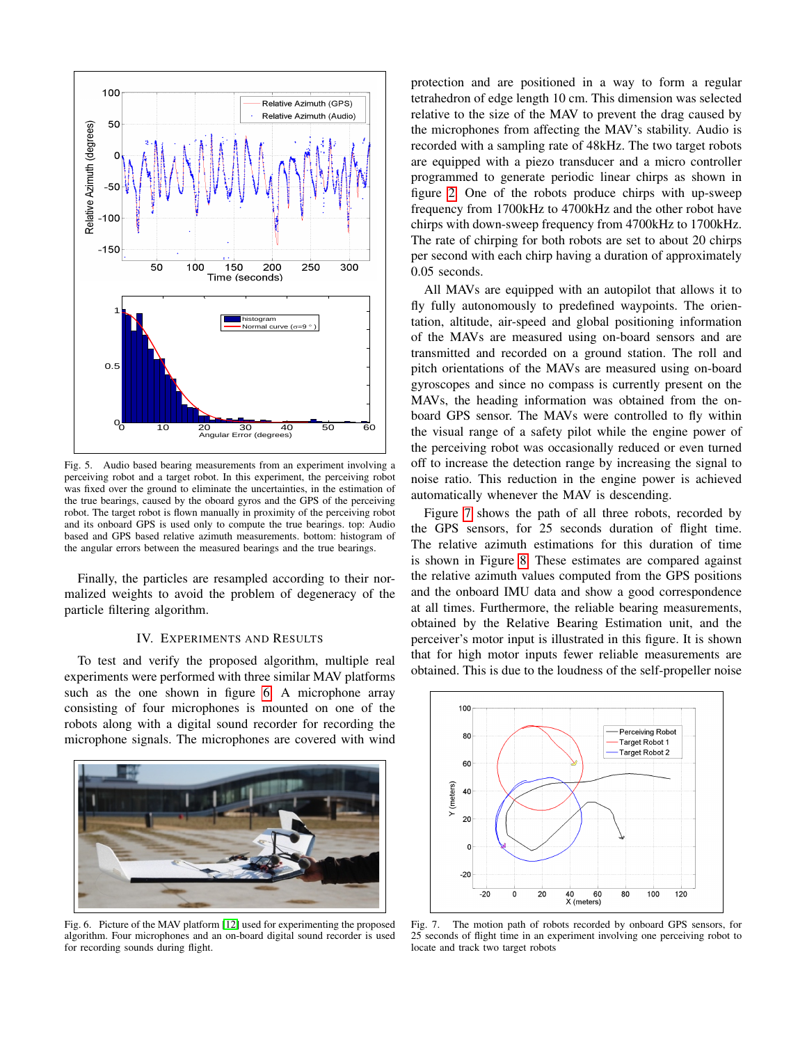Fig. 5. Audio based bearing measurements from an experiment involving a perceiving robot and a target robot. In this experiment, the perceiving robot was fixed over the ground to eliminate the uncertainties, in the estimation of the true bearings, caused by the oboard gyros and the GPS of the perceiving robot. The target robot is flown manually in proximity of the perceiving robot and its onboard GPS is used only to compute the true bearings. top: Audio based and GPS based relative azimuth measurements. bottom: histogram of the angular errors between the measured bearings and the true bearings.

Finally, the particles are resampled according to their normalized weights to avoid the problem of degeneracy of the particle filtering algorithm.

## IV. Experiments and Results

To test and verify the proposed algorithm, multiple real experiments were performed with three similar MAV platforms such as the one shown in figure 6. A microphone array consisting of four microphones is mounted on one of the robots along with a digital sound recorder for recording the microphone signals. The microphones are covered with wind protection and are positioned in a way to form a regular tetrahedron of edge length 10 cm. This dimension was selected relative to the size of the MAV to prevent the drag caused by the microphones from affecting the MAV's stability. Audio is recorded with a sampling rate of 48kHz. The two target robots are equipped with a piezo transducer and a micro controller programmed to generate periodic linear chirps as shown in figure 2. One of the robots produce chirps with up-sweep frequency from 1700kHz to 4700kHz and the other robot have chirps with down-sweep frequency from 4700kHz to 1700kHz. The rate of chirping for both robots are set to about 20 chirps per second with each chirp having a duration of approximately 0.05 seconds.

All MAVs are equipped with an autopilot that allows it to fly fully autonomously to predefined waypoints. The orientation, altitude, air-speed and global positioning information of the MAVs are measured using on-board sensors and are transmitted and recorded on a ground station. The roll and pitch orientations of the MAVs are measured using on-board gyroscopes and since no compass is currently present on the MAVs, the heading information was obtained from the on-board GPS sensor. The MAVs were controlled to fly within the visual range of a safety pilot while the engine power of the perceiving robot was occasionally reduced or even turned off to increase the detection range by increasing the signal to noise ratio. This reduction in the engine power is achieved automatically whenever the MAV is descending.

Figure 7 shows the path of all three robots, recorded by the GPS sensors, for 25 seconds duration of flight time. The relative azimuth estimations for this duration of time is shown in Figure 8. These estimates are compared against the relative azimuth values computed from the GPS positions and the onboard IMU data and show a good correspondence at all times. Furthermore, the reliable bearing measurements, obtained by the Relative Bearing Estimation unit, and the perceiver's motor input is illustrated in this figure. It is shown that for high motor inputs fewer reliable measurements are obtained. This is due to the loudness of the self-propeller noise

Fig. 6. Picture of the MAV platform [12] used for experimenting the proposed algorithm. Four microphones and an on-board digital sound recorder is used for recording sounds during flight.

Fig. 7. The motion path of robots recorded by onboard GPS sensors, for 25 seconds of flight time in an experiment involving one perceiving robot to locate and track two target robots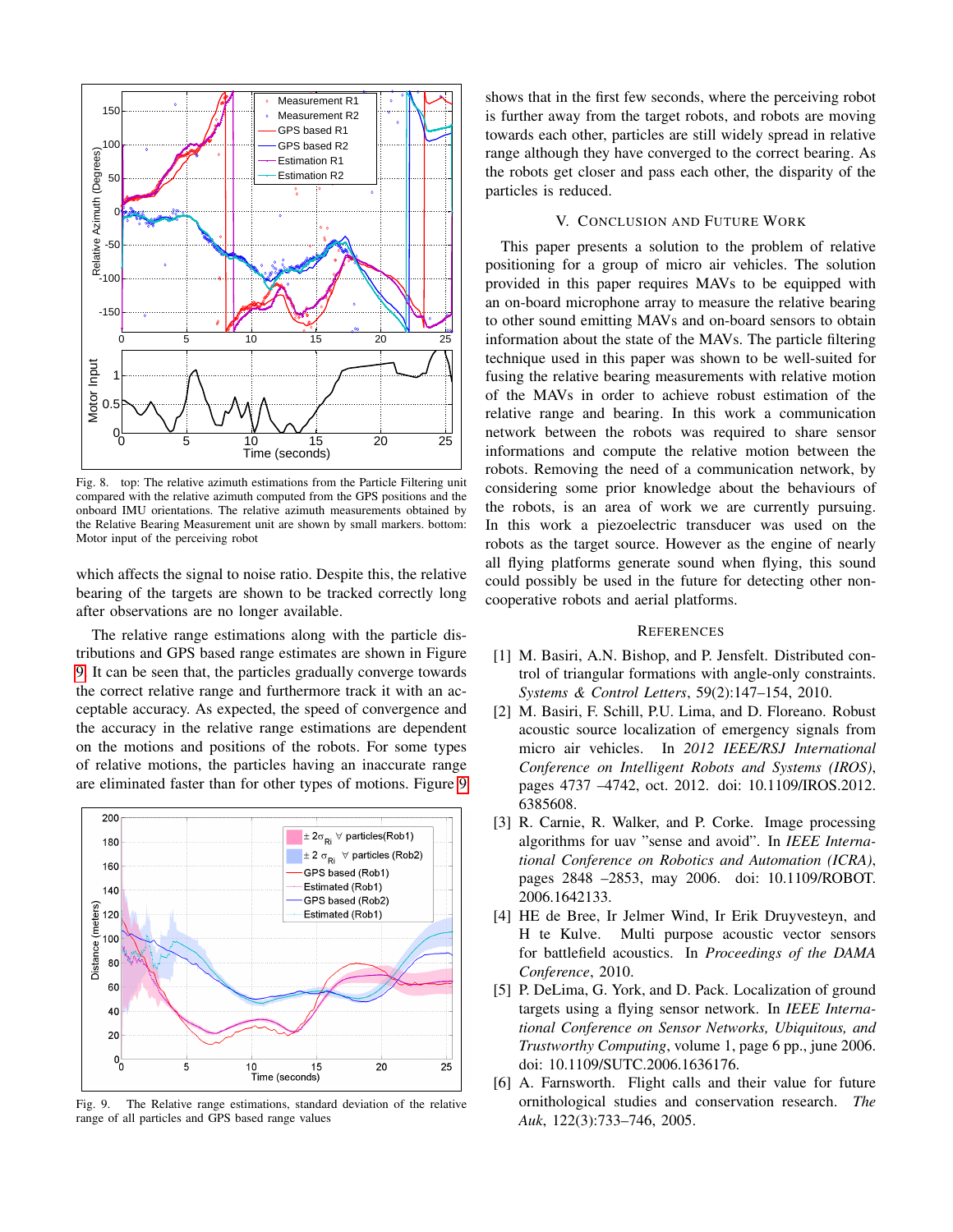Fig. 8. top: The relative azimuth estimations from the Particle Filtering unit compared with the relative azimuth computed from the GPS positions and the onboard IMU orientations. The relative azimuth measurements obtained by the Relative Bearing Measurement unit are shown by small markers. bottom: Motor input of the perceiving robot

which affects the signal to noise ratio. Despite this, the relative bearing of the targets are shown to be tracked correctly long after observations are no longer available.

The relative range estimations along with the particle distributions and GPS based range estimates are shown in Figure 9. It can be seen that, the particles gradually converge towards the correct relative range and furthermore track it with an acceptable accuracy. As expected, the speed of convergence and the accuracy in the relative range estimations are dependent on the motions and positions of the robots. For some types of relative motions, the particles having an inaccurate range are eliminated faster than for other types of motions. Figure 9

Fig. 9. The Relative range estimations, standard deviation of the relative range of all particles and GPS based range values

shows that in the first few seconds, where the perceiving robot is further away from the target robots, and robots are moving towards each other, particles are still widely spread in relative range although they have converged to the correct bearing. As the robots get closer and pass each other, the disparity of the particles is reduced.

## V. Conclusion and Future Work

This paper presents a solution to the problem of relative positioning for a group of micro air vehicles. The solution provided in this paper requires MAVs to be equipped with an on-board microphone array to measure the relative bearing to other sound emitting MAVs and on-board sensors to obtain information about the state of the MAVs. The particle filtering technique used in this paper was shown to be well-suited for fusing the relative bearing measurements with relative motion of the MAVs in order to achieve robust estimation of the relative range and bearing. In this work a communication network between the robots was required to share sensor informations and compute the relative motion between the robots. Removing the need of a communication network, by considering some prior knowledge about the behaviours of the robots, is an area of work we are currently pursuing. In this work a piezoelectric transducer was used on the robots as the target source. However as the engine of nearly all flying platforms generate sound when flying, this sound could possibly be used in the future for detecting other non-cooperative robots and aerial platforms.

## References

[1] M. Basiri, A.N. Bishop, and P. Jensfelt. Distributed control of triangular formations with angle-only constraints. *Systems & Control Letters*, 59(2):147–154, 2010.

[2] M. Basiri, F. Schill, P.U. Lima, and D. Floreano. Robust acoustic source localization of emergency signals from micro air vehicles. In *2012 IEEE/RSJ International Conference on Intelligent Robots and Systems (IROS)*, pages 4737 –4742, oct. 2012. doi: 10.1109/IROS.2012.6385608.

[3] R. Carnie, R. Walker, and P. Corke. Image processing algorithms for uav "sense and avoid". In *IEEE International Conference on Robotics and Automation (ICRA)*, pages 2848 –2853, may 2006. doi: 10.1109/ROBOT.2006.1642133.

[4] HE de Bree, Ir Jelmer Wind, Ir Erik Druyvesteyn, and H te Kulve. Multi purpose acoustic vector sensors for battlefield acoustics. In *Proceedings of the DAMA Conference*, 2010.

[5] P. DeLima, G. York, and D. Pack. Localization of ground targets using a flying sensor network. In *IEEE International Conference on Sensor Networks, Ubiquitous, and Trustworthy Computing*, volume 1, page 6 pp., june 2006. doi: 10.1109/SUTC.2006.1636176.

[6] A. Farnsworth. Flight calls and their value for future ornithological studies and conservation research. *The Auk*, 122(3):733–746, 2005.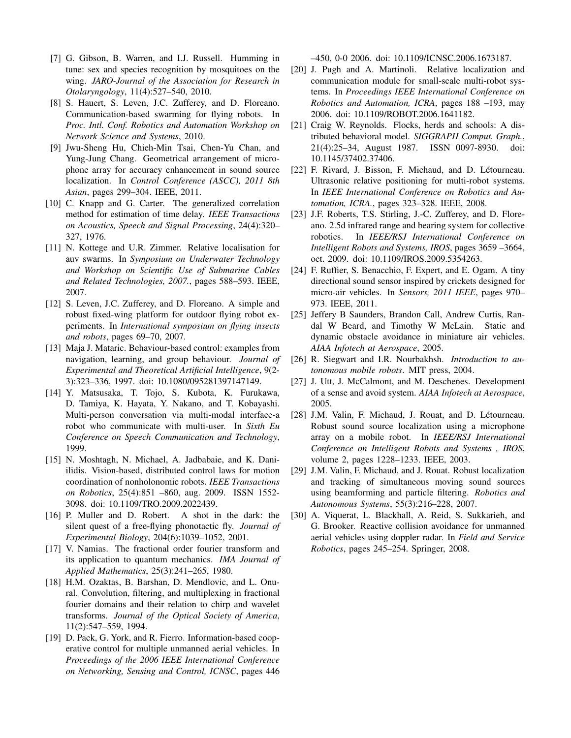[7] G. Gibson, B. Warren, and I.J. Russell. Humming in tune: sex and species recognition by mosquitoes on the wing. *JARO-Journal of the Association for Research in Otolaryngology*, 11(4):527–540, 2010.

[8] S. Hauert, S. Leven, J.C. Zufferey, and D. Floreano. Communication-based swarming for flying robots. In *Proc. Intl. Conf. Robotics and Automation Workshop on Network Science and Systems*, 2010.

[9] Jwu-Sheng Hu, Chieh-Min Tsai, Chen-Yu Chan, and Yung-Jung Chang. Geometrical arrangement of microphone array for accuracy enhancement in sound source localization. In *Control Conference (ASCC), 2011 8th Asian*, pages 299–304. IEEE, 2011.

[10] C. Knapp and G. Carter. The generalized correlation method for estimation of time delay. *IEEE Transactions on Acoustics, Speech and Signal Processing*, 24(4):320–327, 1976.

[11] N. Kottege and U.R. Zimmer. Relative localisation for auv swarms. In *Symposium on Underwater Technology and Workshop on Scientific Use of Submarine Cables and Related Technologies, 2007.*, pages 588–593. IEEE, 2007.

[12] S. Leven, J.C. Zufferey, and D. Floreano. A simple and robust fixed-wing platform for outdoor flying robot experiments. In *International symposium on flying insects and robots*, pages 69–70, 2007.

[13] Maja J. Mataric. Behaviour-based control: examples from navigation, learning, and group behaviour. *Journal of Experimental and Theoretical Artificial Intelligence*, 9(2-3):323–336, 1997. doi: 10.1080/095281397147149.

[14] Y. Matsusaka, T. Tojo, S. Kubota, K. Furukawa, D. Tamiya, K. Hayata, Y. Nakano, and T. Kobayashi. Multi-person conversation via multi-modal interface-a robot who communicate with multi-user. In *Sixth Eu Conference on Speech Communication and Technology*, 1999.

[15] N. Moshtagh, N. Michael, A. Jadbabaie, and K. Daniilidis. Vision-based, distributed control laws for motion coordination of nonholonomic robots. *IEEE Transactions on Robotics*, 25(4):851 –860, aug. 2009. ISSN 1552-3098. doi: 10.1109/TRO.2009.2022439.

[16] P. Muller and D. Robert. A shot in the dark: the silent quest of a free-flying phonotactic fly. *Journal of Experimental Biology*, 204(6):1039–1052, 2001.

[17] V. Namias. The fractional order fourier transform and its application to quantum mechanics. *IMA Journal of Applied Mathematics*, 25(3):241–265, 1980.

[18] H.M. Ozaktas, B. Barshan, D. Mendlovic, and L. Onural. Convolution, filtering, and multiplexing in fractional fourier domains and their relation to chirp and wavelet transforms. *Journal of the Optical Society of America*, 11(2):547–559, 1994.

[19] D. Pack, G. York, and R. Fierro. Information-based cooperative control for multiple unmanned aerial vehicles. In *Proceedings of the 2006 IEEE International Conference on Networking, Sensing and Control, ICNSC*, pages 446 –450, 0-0 2006. doi: 10.1109/ICNSC.2006.1673187.

[20] J. Pugh and A. Martinoli. Relative localization and communication module for small-scale multi-robot systems. In *Proceedings IEEE International Conference on Robotics and Automation, ICRA*, pages 188 –193, may 2006. doi: 10.1109/ROBOT.2006.1641182.

[21] Craig W. Reynolds. Flocks, herds and schools: A distributed behavioral model. *SIGGRAPH Comput. Graph.*, 21(4):25–34, August 1987. ISSN 0097-8930. doi: 10.1145/37402.37406.

[22] F. Rivard, J. Bisson, F. Michaud, and D. Létourneau. Ultrasonic relative positioning for multi-robot systems. In *IEEE International Conference on Robotics and Automation, ICRA.*, pages 323–328. IEEE, 2008.

[23] J.F. Roberts, T.S. Stirling, J.-C. Zufferey, and D. Floreano. 2.5d infrared range and bearing system for collective robotics. In *IEEE/RSJ International Conference on Intelligent Robots and Systems, IROS*, pages 3659 –3664, oct. 2009. doi: 10.1109/IROS.2009.5354263.

[24] F. Ruffier, S. Benacchio, F. Expert, and E. Ogam. A tiny directional sound sensor inspired by crickets designed for micro-air vehicles. In *Sensors, 2011 IEEE*, pages 970–973. IEEE, 2011.

[25] Jeffery B Saunders, Brandon Call, Andrew Curtis, Randal W Beard, and Timothy W McLain. Static and dynamic obstacle avoidance in miniature air vehicles. *AIAA Infotech at Aerospace*, 2005.

[26] R. Siegwart and I.R. Nourbakhsh. *Introduction to autonomous mobile robots*. MIT press, 2004.

[27] J. Utt, J. McCalmont, and M. Deschenes. Development of a sense and avoid system. *AIAA Infotech at Aerospace*, 2005.

[28] J.M. Valin, F. Michaud, J. Rouat, and D. Létourneau. Robust sound source localization using a microphone array on a mobile robot. In *IEEE/RSJ International Conference on Intelligent Robots and Systems , IROS*, volume 2, pages 1228–1233. IEEE, 2003.

[29] J.M. Valin, F. Michaud, and J. Rouat. Robust localization and tracking of simultaneous moving sound sources using beamforming and particle filtering. *Robotics and Autonomous Systems*, 55(3):216–228, 2007.

[30] A. Viquerat, L. Blackhall, A. Reid, S. Sukkarieh, and G. Brooker. Reactive collision avoidance for unmanned aerial vehicles using doppler radar. In *Field and Service Robotics*, pages 245–254. Springer, 2008.